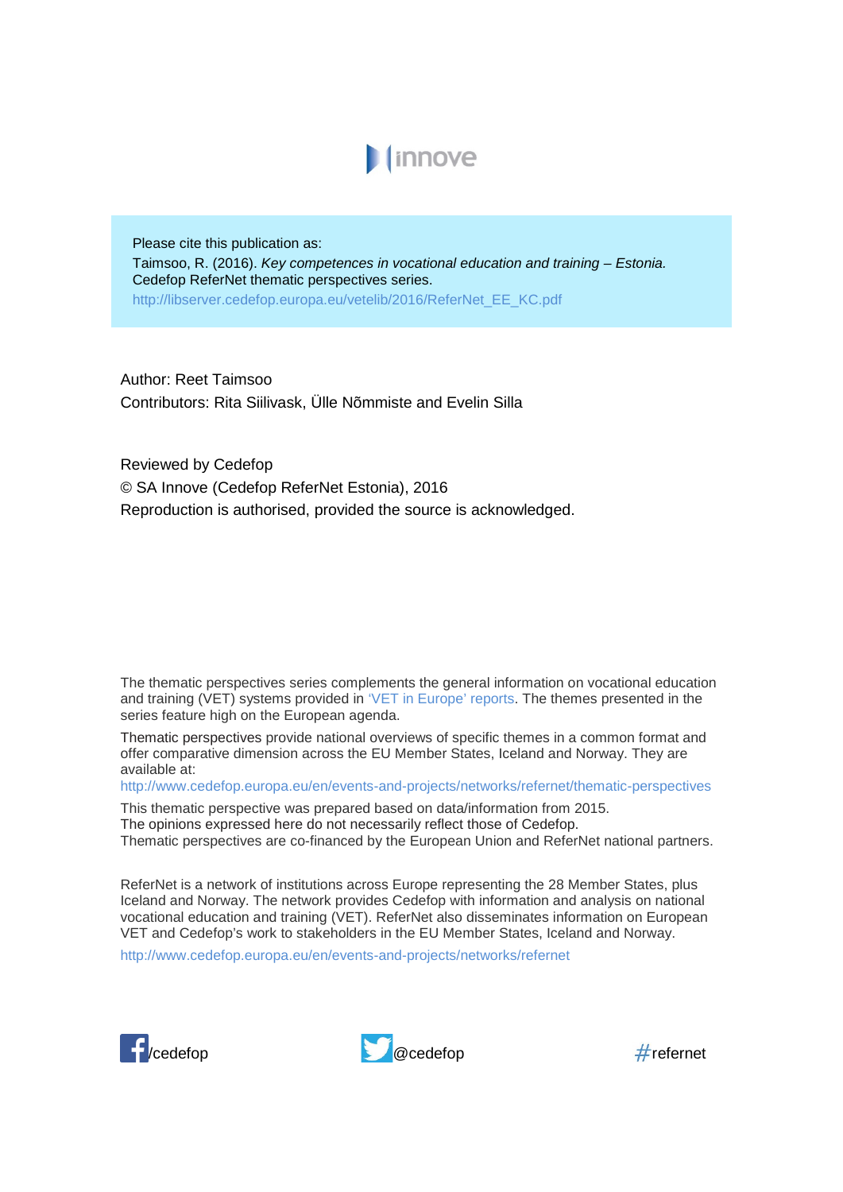innove

Please cite this publication as:
Taimsoo, R. (2016). *Key competences in vocational education and training – Estonia.* Cedefop ReferNet thematic perspectives series.
http://libserver.cedefop.europa.eu/vetelib/2016/ReferNet_EE_KC.pdf

Author: Reet Taimsoo
Contributors: Rita Siilivask, Ülle Nõmmiste and Evelin Silla

Reviewed by Cedefop
© SA Innove (Cedefop ReferNet Estonia), 2016
Reproduction is authorised, provided the source is acknowledged.

The thematic perspectives series complements the general information on vocational education and training (VET) systems provided in 'VET in Europe' reports. The themes presented in the series feature high on the European agenda.

Thematic perspectives provide national overviews of specific themes in a common format and offer comparative dimension across the EU Member States, Iceland and Norway. They are available at:
http://www.cedefop.europa.eu/en/events-and-projects/networks/refernet/thematic-perspectives

This thematic perspective was prepared based on data/information from 2015.
The opinions expressed here do not necessarily reflect those of Cedefop.
Thematic perspectives are co-financed by the European Union and ReferNet national partners.

ReferNet is a network of institutions across Europe representing the 28 Member States, plus Iceland and Norway. The network provides Cedefop with information and analysis on national vocational education and training (VET). ReferNet also disseminates information on European VET and Cedefop's work to stakeholders in the EU Member States, Iceland and Norway.

http://www.cedefop.europa.eu/en/events-and-projects/networks/refernet

/cedefop @cedefop #refernet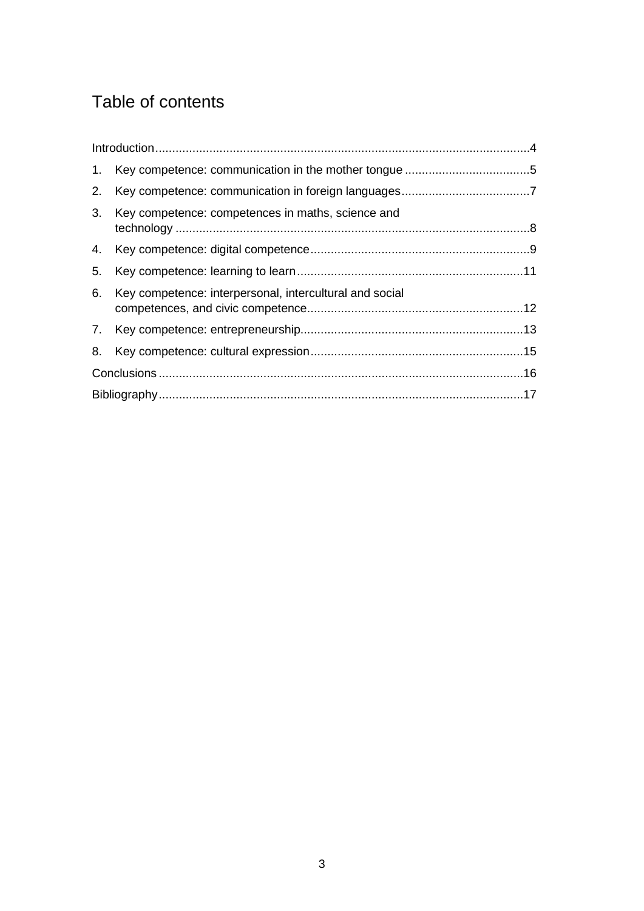# Table of contents

Introduction....4

1. Key competence: communication in the mother tongue....5
2. Key competence: communication in foreign languages....7
3. Key competence: competences in maths, science and technology....8
4. Key competence: digital competence....9
5. Key competence: learning to learn....11
6. Key competence: interpersonal, intercultural and social competences, and civic competence....12
7. Key competence: entrepreneurship....13
8. Key competence: cultural expression....15

Conclusions....16

Bibliography....17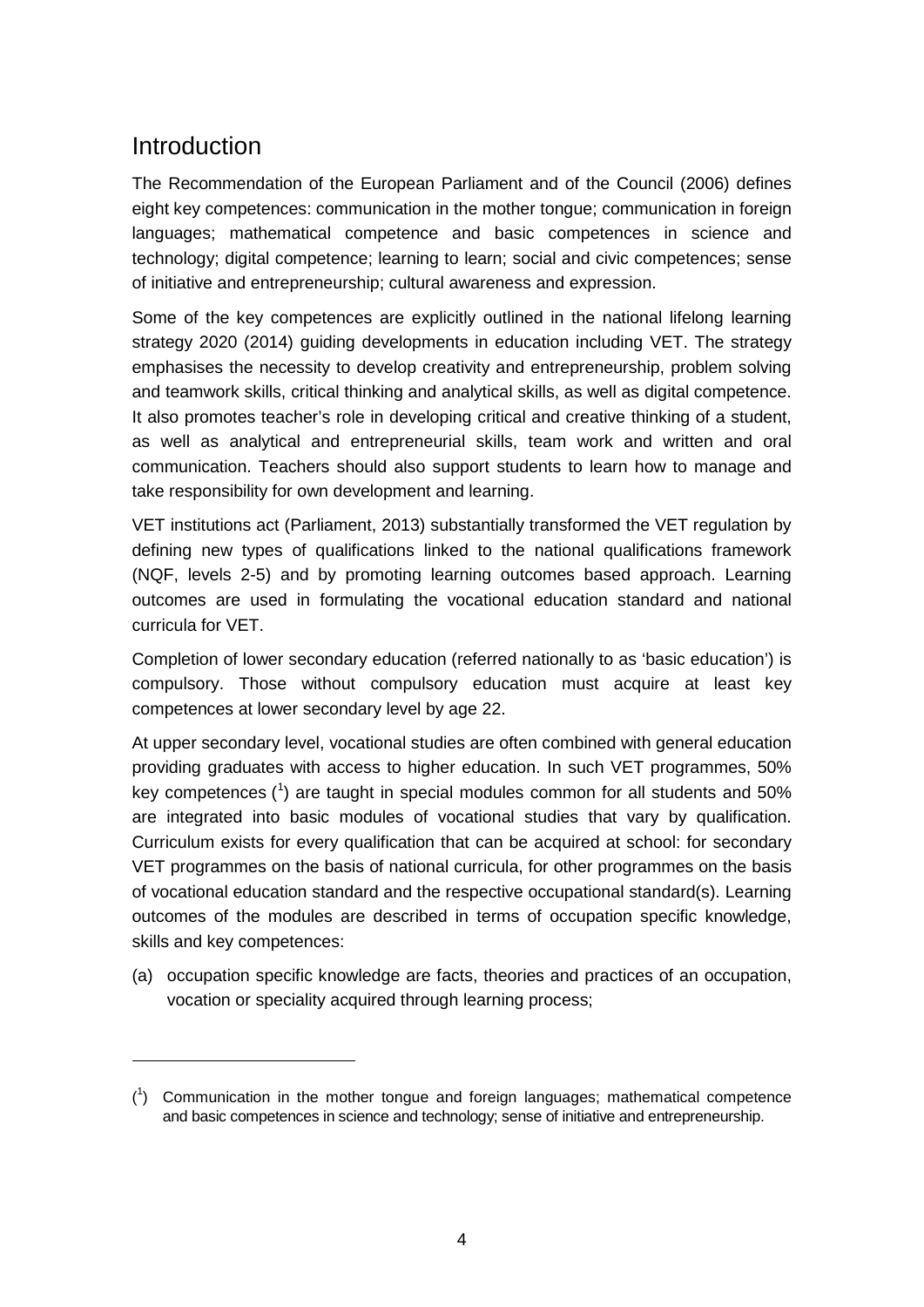## Introduction

The Recommendation of the European Parliament and of the Council (2006) defines eight key competences: communication in the mother tongue; communication in foreign languages; mathematical competence and basic competences in science and technology; digital competence; learning to learn; social and civic competences; sense of initiative and entrepreneurship; cultural awareness and expression.

Some of the key competences are explicitly outlined in the national lifelong learning strategy 2020 (2014) guiding developments in education including VET. The strategy emphasises the necessity to develop creativity and entrepreneurship, problem solving and teamwork skills, critical thinking and analytical skills, as well as digital competence. It also promotes teacher's role in developing critical and creative thinking of a student, as well as analytical and entrepreneurial skills, team work and written and oral communication. Teachers should also support students to learn how to manage and take responsibility for own development and learning.

VET institutions act (Parliament, 2013) substantially transformed the VET regulation by defining new types of qualifications linked to the national qualifications framework (NQF, levels 2-5) and by promoting learning outcomes based approach. Learning outcomes are used in formulating the vocational education standard and national curricula for VET.

Completion of lower secondary education (referred nationally to as 'basic education') is compulsory. Those without compulsory education must acquire at least key competences at lower secondary level by age 22.

At upper secondary level, vocational studies are often combined with general education providing graduates with access to higher education. In such VET programmes, 50% key competences ([1]) are taught in special modules common for all students and 50% are integrated into basic modules of vocational studies that vary by qualification. Curriculum exists for every qualification that can be acquired at school: for secondary VET programmes on the basis of national curricula, for other programmes on the basis of vocational education standard and the respective occupational standard(s). Learning outcomes of the modules are described in terms of occupation specific knowledge, skills and key competences:

(a) occupation specific knowledge are facts, theories and practices of an occupation, vocation or speciality acquired through learning process;

---

([1]) Communication in the mother tongue and foreign languages; mathematical competence and basic competences in science and technology; sense of initiative and entrepreneurship.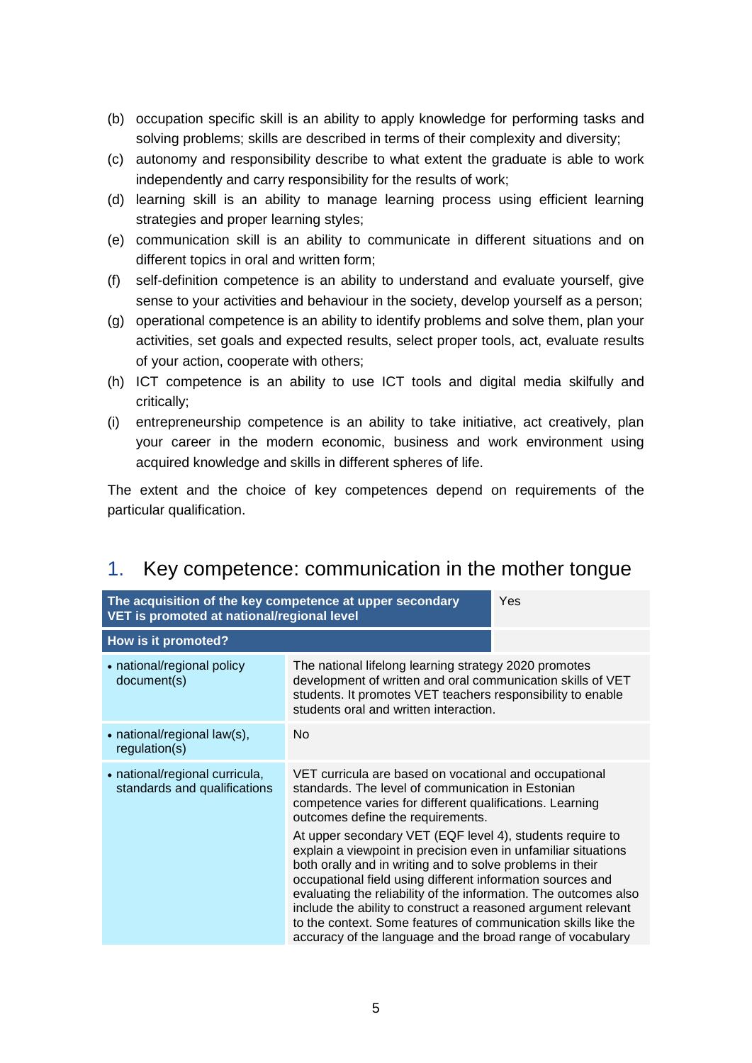(b) occupation specific skill is an ability to apply knowledge for performing tasks and solving problems; skills are described in terms of their complexity and diversity;

(c) autonomy and responsibility describe to what extent the graduate is able to work independently and carry responsibility for the results of work;

(d) learning skill is an ability to manage learning process using efficient learning strategies and proper learning styles;

(e) communication skill is an ability to communicate in different situations and on different topics in oral and written form;

(f) self-definition competence is an ability to understand and evaluate yourself, give sense to your activities and behaviour in the society, develop yourself as a person;

(g) operational competence is an ability to identify problems and solve them, plan your activities, set goals and expected results, select proper tools, act, evaluate results of your action, cooperate with others;

(h) ICT competence is an ability to use ICT tools and digital media skilfully and critically;

(i) entrepreneurship competence is an ability to take initiative, act creatively, plan your career in the modern economic, business and work environment using acquired knowledge and skills in different spheres of life.

The extent and the choice of key competences depend on requirements of the particular qualification.

## 1. Key competence: communication in the mother tongue

| **The acquisition of the key competence at upper secondary VET is promoted at national/regional level** | Yes |
|---|---|
| **How is it promoted?** | |
| • national/regional policy document(s) | The national lifelong learning strategy 2020 promotes development of written and oral communication skills of VET students. It promotes VET teachers responsibility to enable students oral and written interaction. |
| • national/regional law(s), regulation(s) | No |
| • national/regional curricula, standards and qualifications | VET curricula are based on vocational and occupational standards. The level of communication in Estonian competence varies for different qualifications. Learning outcomes define the requirements.<br><br>At upper secondary VET (EQF level 4), students require to explain a viewpoint in precision even in unfamiliar situations both orally and in writing and to solve problems in their occupational field using different information sources and evaluating the reliability of the information. The outcomes also include the ability to construct a reasoned argument relevant to the context. Some features of communication skills like the accuracy of the language and the broad range of vocabulary |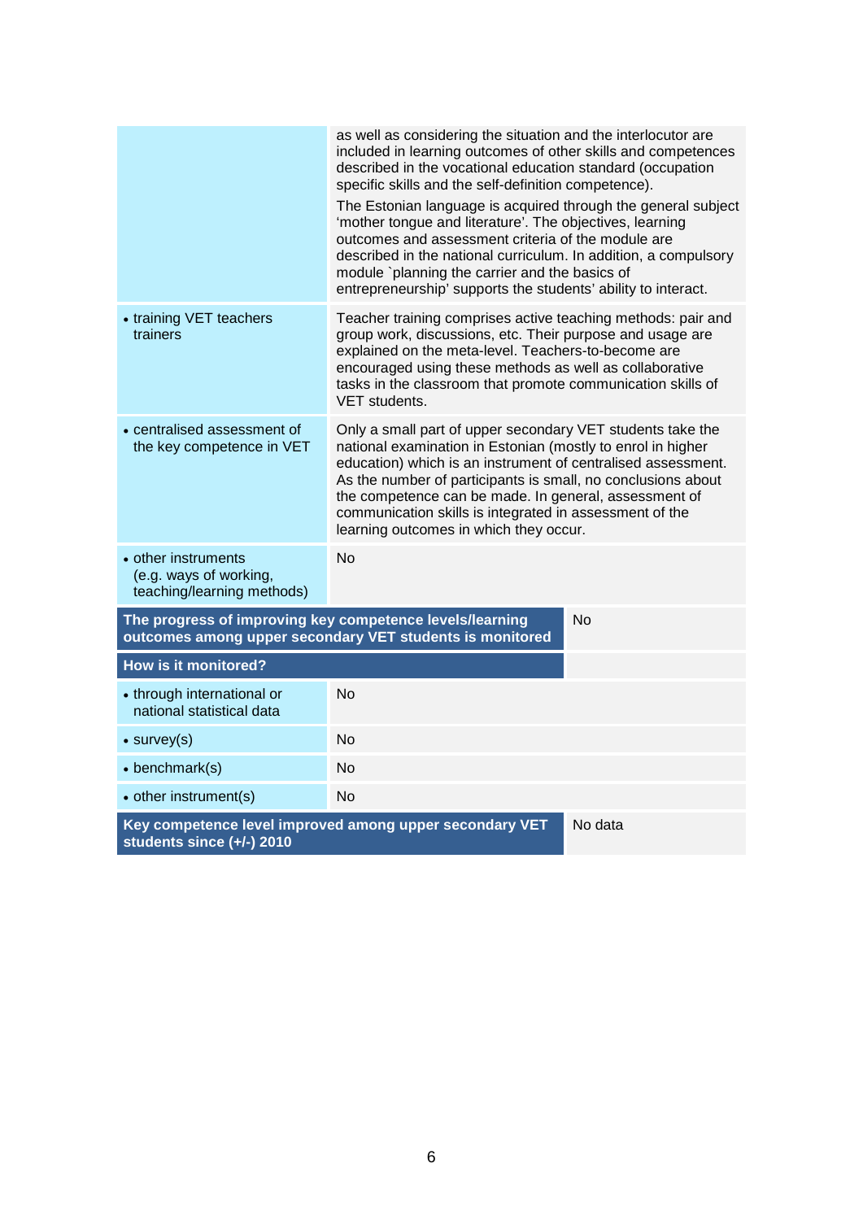| | |
|---|---|
| | as well as considering the situation and the interlocutor are included in learning outcomes of other skills and competences described in the vocational education standard (occupation specific skills and the self-definition competence).<br>The Estonian language is acquired through the general subject 'mother tongue and literature'. The objectives, learning outcomes and assessment criteria of the module are described in the national curriculum. In addition, a compulsory module `planning the carrier and the basics of entrepreneurship' supports the students' ability to interact. |
| • training VET teachers trainers | Teacher training comprises active teaching methods: pair and group work, discussions, etc. Their purpose and usage are explained on the meta-level. Teachers-to-become are encouraged using these methods as well as collaborative tasks in the classroom that promote communication skills of VET students. |
| • centralised assessment of the key competence in VET | Only a small part of upper secondary VET students take the national examination in Estonian (mostly to enrol in higher education) which is an instrument of centralised assessment. As the number of participants is small, no conclusions about the competence can be made. In general, assessment of communication skills is integrated in assessment of the learning outcomes in which they occur. |
| • other instruments (e.g. ways of working, teaching/learning methods) | No |
| **The progress of improving key competence levels/learning outcomes among upper secondary VET students is monitored** | No |
| **How is it monitored?** | |
| • through international or national statistical data | No |
| • survey(s) | No |
| • benchmark(s) | No |
| • other instrument(s) | No |
| **Key competence level improved among upper secondary VET students since (+/-) 2010** | No data |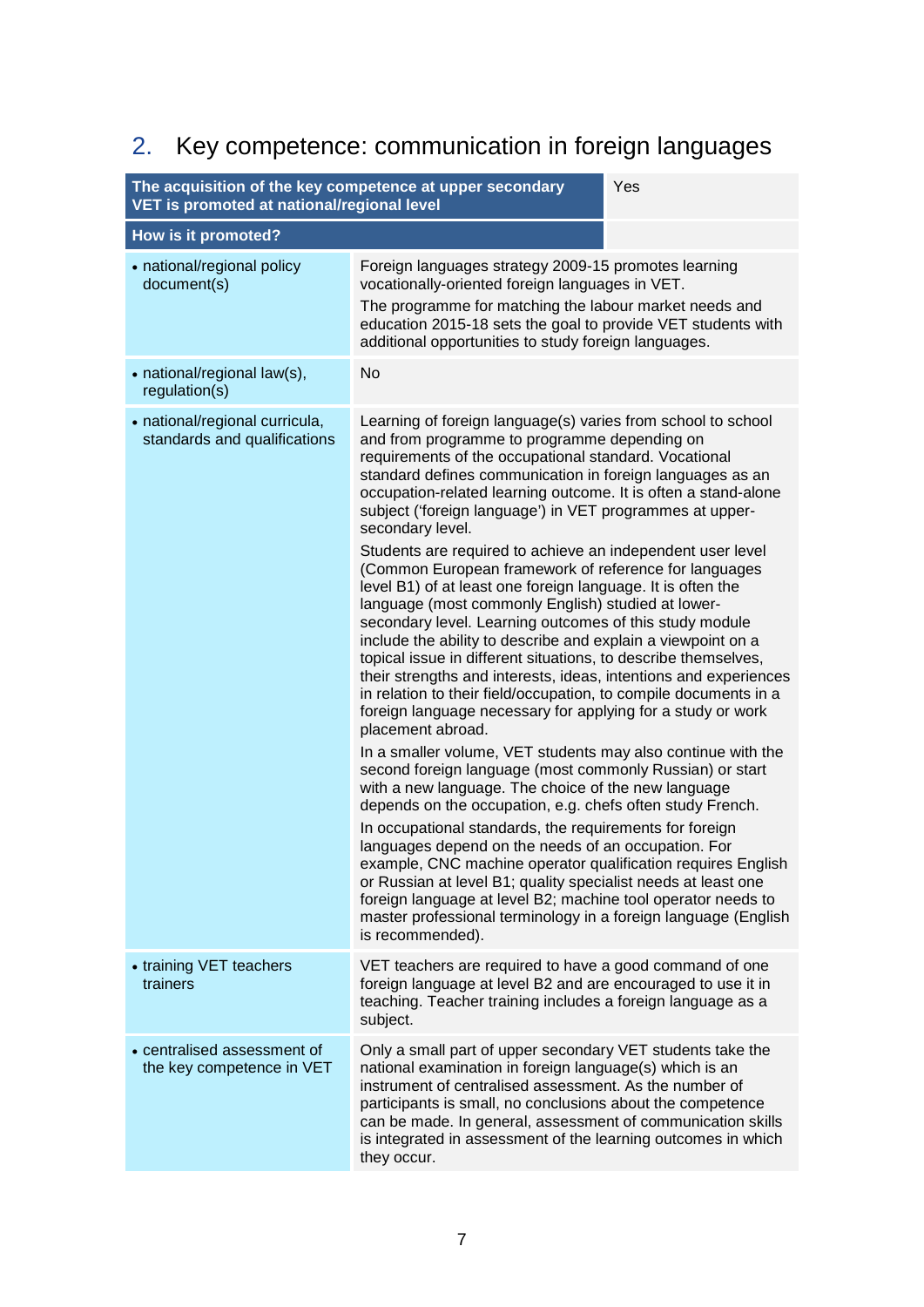## 2. Key competence: communication in foreign languages

| The acquisition of the key competence at upper secondary VET is promoted at national/regional level | Yes |
|---|---|
| **How is it promoted?** | |
| • national/regional policy document(s) | Foreign languages strategy 2009-15 promotes learning vocationally-oriented foreign languages in VET.<br>The programme for matching the labour market needs and education 2015-18 sets the goal to provide VET students with additional opportunities to study foreign languages. |
| • national/regional law(s), regulation(s) | No |
| • national/regional curricula, standards and qualifications | Learning of foreign language(s) varies from school to school and from programme to programme depending on requirements of the occupational standard. Vocational standard defines communication in foreign languages as an occupation-related learning outcome. It is often a stand-alone subject ('foreign language') in VET programmes at upper-secondary level.<br>Students are required to achieve an independent user level (Common European framework of reference for languages level B1) of at least one foreign language. It is often the language (most commonly English) studied at lower-secondary level. Learning outcomes of this study module include the ability to describe and explain a viewpoint on a topical issue in different situations, to describe themselves, their strengths and interests, ideas, intentions and experiences in relation to their field/occupation, to compile documents in a foreign language necessary for applying for a study or work placement abroad.<br>In a smaller volume, VET students may also continue with the second foreign language (most commonly Russian) or start with a new language. The choice of the new language depends on the occupation, e.g. chefs often study French.<br>In occupational standards, the requirements for foreign languages depend on the needs of an occupation. For example, CNC machine operator qualification requires English or Russian at level B1; quality specialist needs at least one foreign language at level B2; machine tool operator needs to master professional terminology in a foreign language (English is recommended). |
| • training VET teachers trainers | VET teachers are required to have a good command of one foreign language at level B2 and are encouraged to use it in teaching. Teacher training includes a foreign language as a subject. |
| • centralised assessment of the key competence in VET | Only a small part of upper secondary VET students take the national examination in foreign language(s) which is an instrument of centralised assessment. As the number of participants is small, no conclusions about the competence can be made. In general, assessment of communication skills is integrated in assessment of the learning outcomes in which they occur. |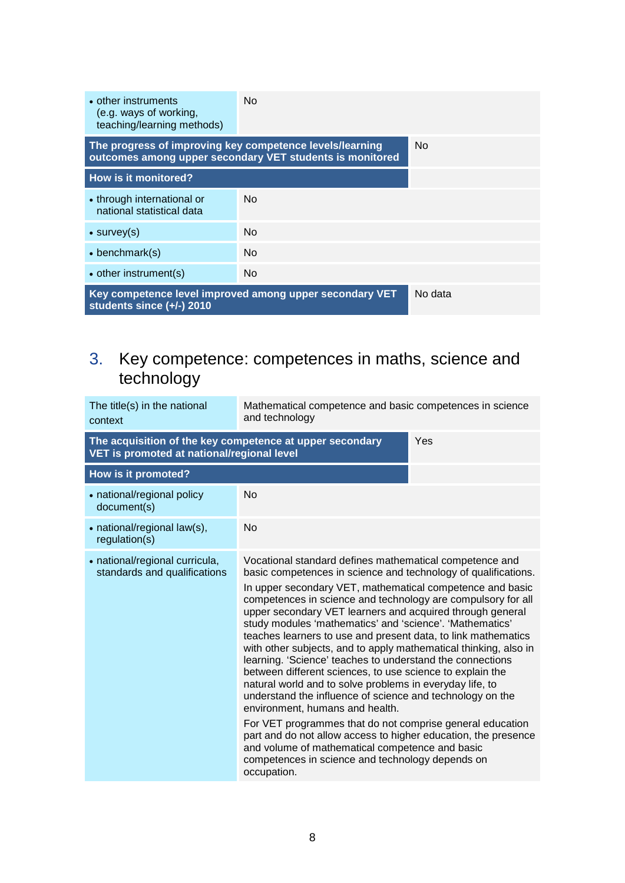| | |
|---|---|
| • other instruments (e.g. ways of working, teaching/learning methods) | No |
| **The progress of improving key competence levels/learning outcomes among upper secondary VET students is monitored** | No |
| **How is it monitored?** | |
| • through international or national statistical data | No |
| • survey(s) | No |
| • benchmark(s) | No |
| • other instrument(s) | No |
| **Key competence level improved among upper secondary VET students since (+/-) 2010** | No data |

## 3. Key competence: competences in maths, science and technology

| | |
|---|---|
| The title(s) in the national context | Mathematical competence and basic competences in science and technology |
| **The acquisition of the key competence at upper secondary VET is promoted at national/regional level** | Yes |
| **How is it promoted?** | |
| • national/regional policy document(s) | No |
| • national/regional law(s), regulation(s) | No |
| • national/regional curricula, standards and qualifications | Vocational standard defines mathematical competence and basic competences in science and technology of qualifications.<br><br>In upper secondary VET, mathematical competence and basic competences in science and technology are compulsory for all upper secondary VET learners and acquired through general study modules 'mathematics' and 'science'. 'Mathematics' teaches learners to use and present data, to link mathematics with other subjects, and to apply mathematical thinking, also in learning. 'Science' teaches to understand the connections between different sciences, to use science to explain the natural world and to solve problems in everyday life, to understand the influence of science and technology on the environment, humans and health.<br><br>For VET programmes that do not comprise general education part and do not allow access to higher education, the presence and volume of mathematical competence and basic competences in science and technology depends on occupation. |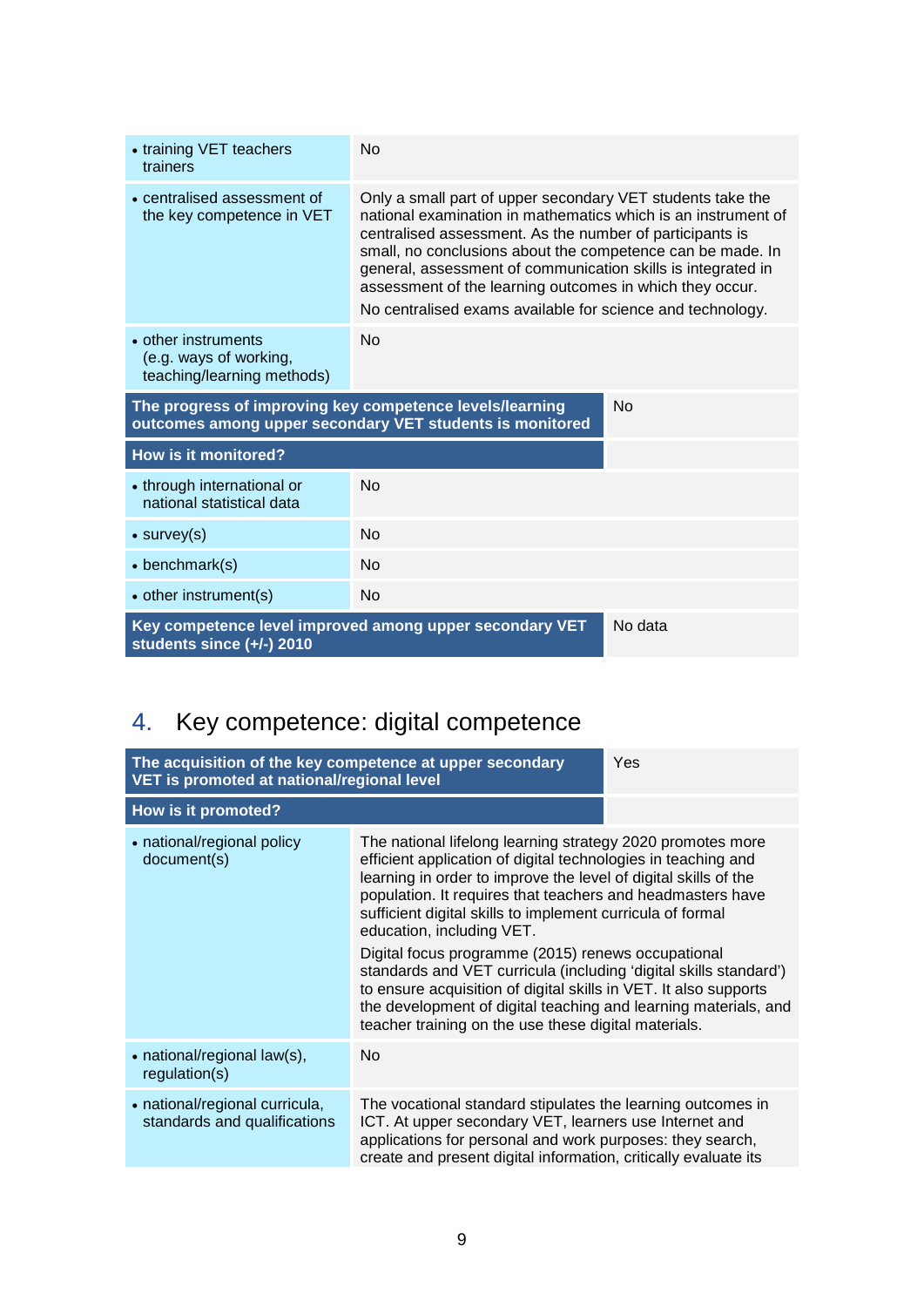| | |
|---|---|
| • training VET teachers trainers | No |
| • centralised assessment of the key competence in VET | Only a small part of upper secondary VET students take the national examination in mathematics which is an instrument of centralised assessment. As the number of participants is small, no conclusions about the competence can be made. In general, assessment of communication skills is integrated in assessment of the learning outcomes in which they occur.<br>No centralised exams available for science and technology. |
| • other instruments (e.g. ways of working, teaching/learning methods) | No |
| **The progress of improving key competence levels/learning outcomes among upper secondary VET students is monitored** | No |
| **How is it monitored?** | |
| • through international or national statistical data | No |
| • survey(s) | No |
| • benchmark(s) | No |
| • other instrument(s) | No |
| **Key competence level improved among upper secondary VET students since (+/-) 2010** | No data |

## 4. Key competence: digital competence

| | |
|---|---|
| **The acquisition of the key competence at upper secondary VET is promoted at national/regional level** | Yes |
| **How is it promoted?** | |
| • national/regional policy document(s) | The national lifelong learning strategy 2020 promotes more efficient application of digital technologies in teaching and learning in order to improve the level of digital skills of the population. It requires that teachers and headmasters have sufficient digital skills to implement curricula of formal education, including VET.<br>Digital focus programme (2015) renews occupational standards and VET curricula (including 'digital skills standard') to ensure acquisition of digital skills in VET. It also supports the development of digital teaching and learning materials, and teacher training on the use these digital materials. |
| • national/regional law(s), regulation(s) | No |
| • national/regional curricula, standards and qualifications | The vocational standard stipulates the learning outcomes in ICT. At upper secondary VET, learners use Internet and applications for personal and work purposes: they search, create and present digital information, critically evaluate its |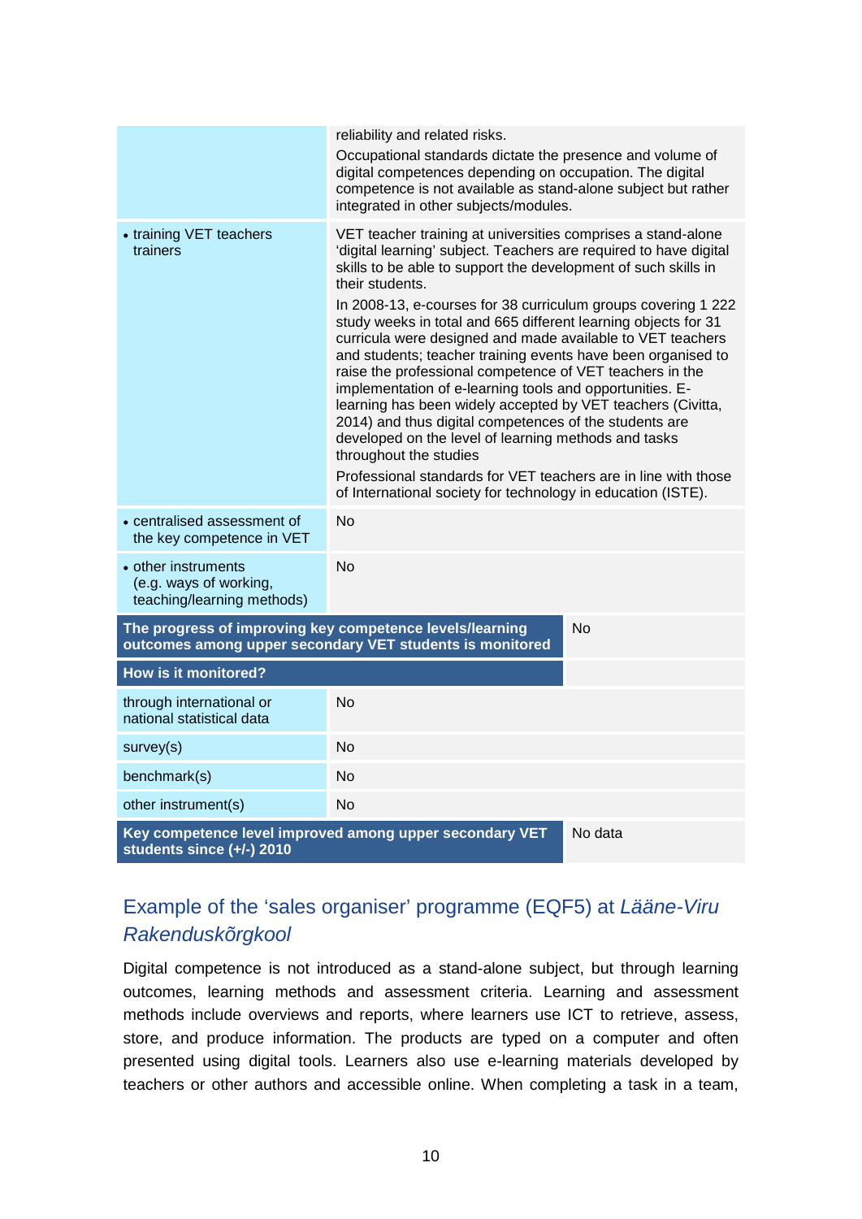| | |
|---|---|
| | reliability and related risks.<br>Occupational standards dictate the presence and volume of digital competences depending on occupation. The digital competence is not available as stand-alone subject but rather integrated in other subjects/modules. |
| • training VET teachers trainers | VET teacher training at universities comprises a stand-alone 'digital learning' subject. Teachers are required to have digital skills to be able to support the development of such skills in their students.<br>In 2008-13, e-courses for 38 curriculum groups covering 1 222 study weeks in total and 665 different learning objects for 31 curricula were designed and made available to VET teachers and students; teacher training events have been organised to raise the professional competence of VET teachers in the implementation of e-learning tools and opportunities. E-learning has been widely accepted by VET teachers (Civitta, 2014) and thus digital competences of the students are developed on the level of learning methods and tasks throughout the studies<br>Professional standards for VET teachers are in line with those of International society for technology in education (ISTE). |
| • centralised assessment of the key competence in VET | No |
| • other instruments (e.g. ways of working, teaching/learning methods) | No |
| **The progress of improving key competence levels/learning outcomes among upper secondary VET students is monitored** | No |
| **How is it monitored?** | |
| through international or national statistical data | No |
| survey(s) | No |
| benchmark(s) | No |
| other instrument(s) | No |
| **Key competence level improved among upper secondary VET students since (+/-) 2010** | No data |

## Example of the 'sales organiser' programme (EQF5) at *Lääne-Viru Rakenduskõrgkool*

Digital competence is not introduced as a stand-alone subject, but through learning outcomes, learning methods and assessment criteria. Learning and assessment methods include overviews and reports, where learners use ICT to retrieve, assess, store, and produce information. The products are typed on a computer and often presented using digital tools. Learners also use e-learning materials developed by teachers or other authors and accessible online. When completing a task in a team,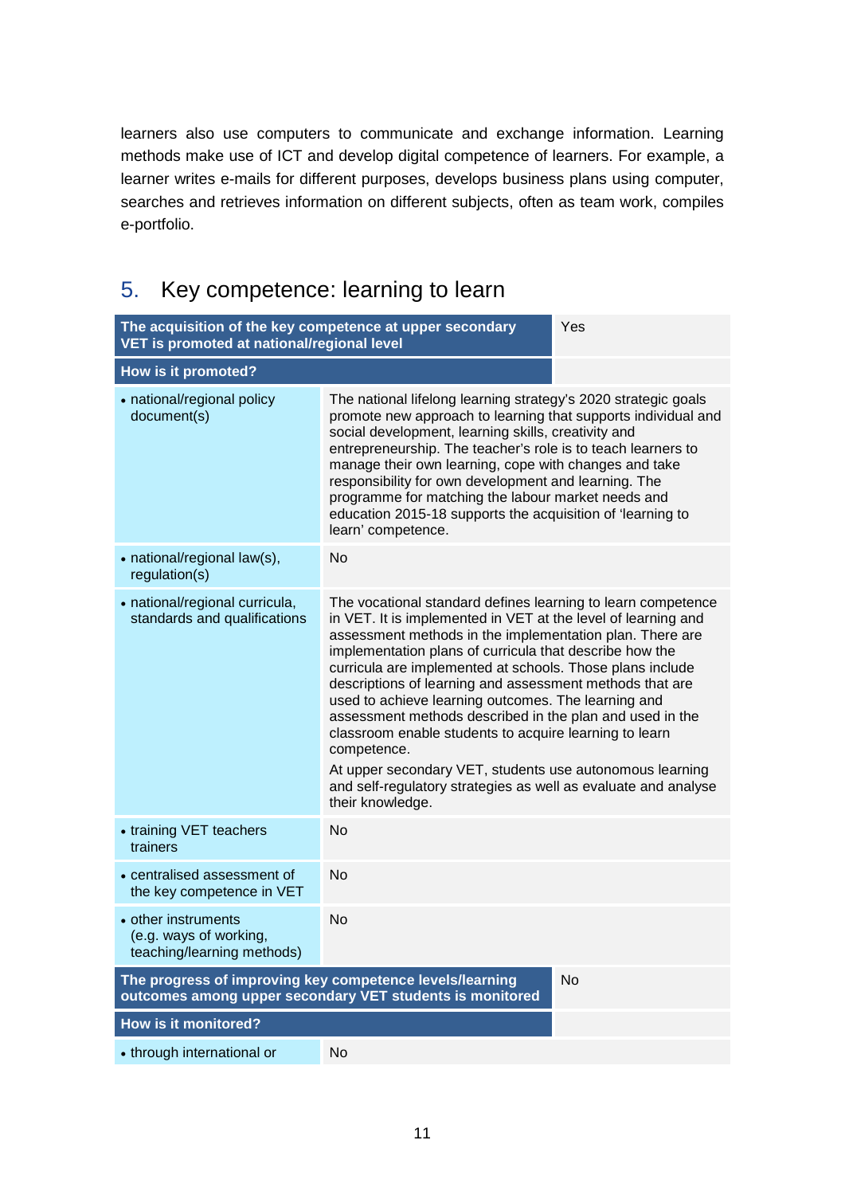learners also use computers to communicate and exchange information. Learning methods make use of ICT and develop digital competence of learners. For example, a learner writes e-mails for different purposes, develops business plans using computer, searches and retrieves information on different subjects, often as team work, compiles e-portfolio.

## 5. Key competence: learning to learn

| **The acquisition of the key competence at upper secondary VET is promoted at national/regional level** | Yes |
|---|---|
| **How is it promoted?** | |
| • national/regional policy document(s) | The national lifelong learning strategy's 2020 strategic goals promote new approach to learning that supports individual and social development, learning skills, creativity and entrepreneurship. The teacher's role is to teach learners to manage their own learning, cope with changes and take responsibility for own development and learning. The programme for matching the labour market needs and education 2015-18 supports the acquisition of 'learning to learn' competence. |
| • national/regional law(s), regulation(s) | No |
| • national/regional curricula, standards and qualifications | The vocational standard defines learning to learn competence in VET. It is implemented in VET at the level of learning and assessment methods in the implementation plan. There are implementation plans of curricula that describe how the curricula are implemented at schools. Those plans include descriptions of learning and assessment methods that are used to achieve learning outcomes. The learning and assessment methods described in the plan and used in the classroom enable students to acquire learning to learn competence.<br>At upper secondary VET, students use autonomous learning and self-regulatory strategies as well as evaluate and analyse their knowledge. |
| • training VET teachers trainers | No |
| • centralised assessment of the key competence in VET | No |
| • other instruments (e.g. ways of working, teaching/learning methods) | No |
| **The progress of improving key competence levels/learning outcomes among upper secondary VET students is monitored** | No |
| **How is it monitored?** | |
| • through international or | No |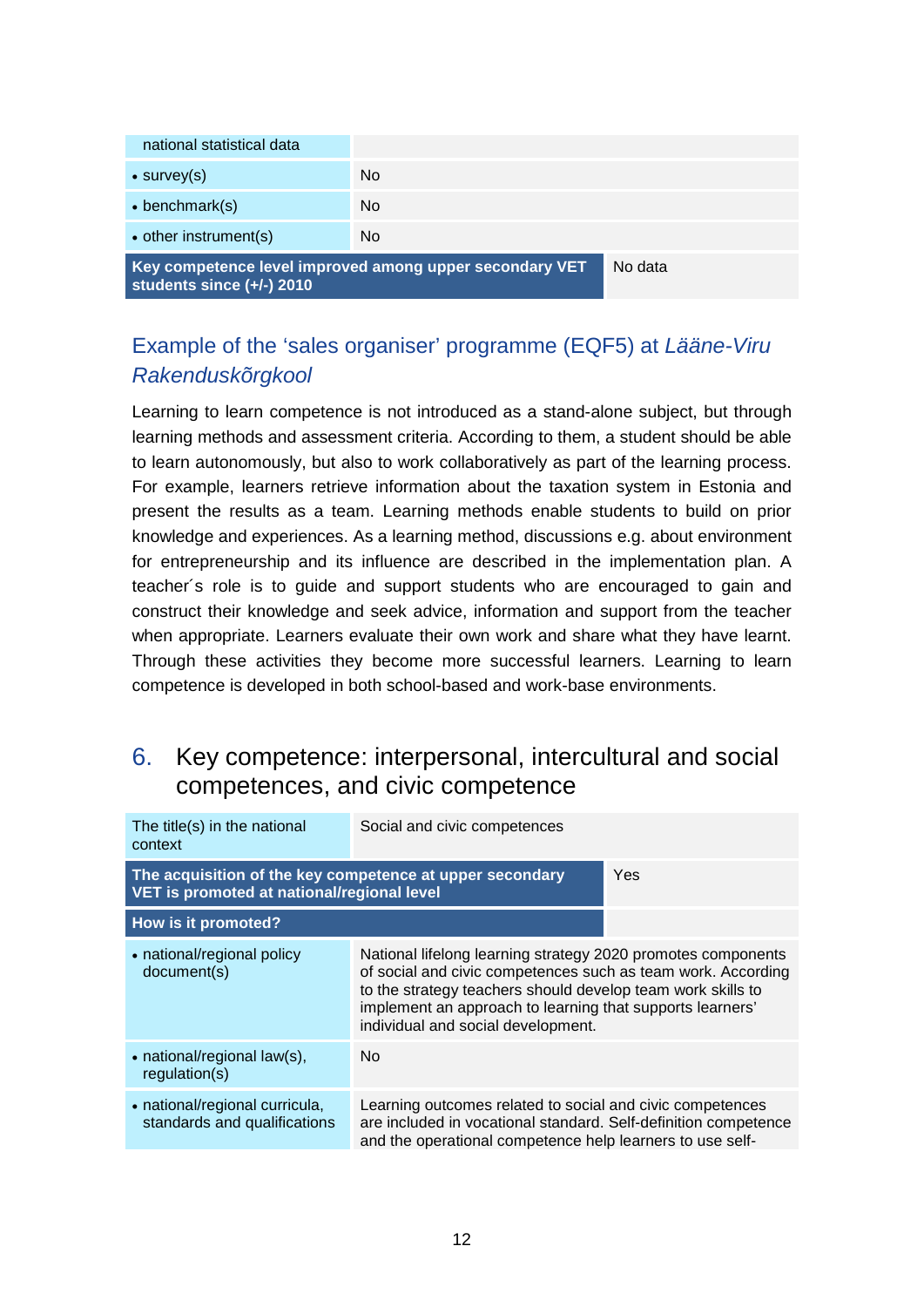| | |
|---|---|
| national statistical data | |
| • survey(s) | No |
| • benchmark(s) | No |
| • other instrument(s) | No |
| **Key competence level improved among upper secondary VET students since (+/-) 2010** | No data |

### Example of the 'sales organiser' programme (EQF5) at *Lääne-Viru Rakenduskõrgkool*

Learning to learn competence is not introduced as a stand-alone subject, but through learning methods and assessment criteria. According to them, a student should be able to learn autonomously, but also to work collaboratively as part of the learning process. For example, learners retrieve information about the taxation system in Estonia and present the results as a team. Learning methods enable students to build on prior knowledge and experiences. As a learning method, discussions e.g. about environment for entrepreneurship and its influence are described in the implementation plan. A teacher´s role is to guide and support students who are encouraged to gain and construct their knowledge and seek advice, information and support from the teacher when appropriate. Learners evaluate their own work and share what they have learnt. Through these activities they become more successful learners. Learning to learn competence is developed in both school-based and work-base environments.

## 6. Key competence: interpersonal, intercultural and social competences, and civic competence

| | |
|---|---|
| The title(s) in the national context | Social and civic competences |
| **The acquisition of the key competence at upper secondary VET is promoted at national/regional level** | Yes |
| **How is it promoted?** | |
| • national/regional policy document(s) | National lifelong learning strategy 2020 promotes components of social and civic competences such as team work. According to the strategy teachers should develop team work skills to implement an approach to learning that supports learners' individual and social development. |
| • national/regional law(s), regulation(s) | No |
| • national/regional curricula, standards and qualifications | Learning outcomes related to social and civic competences are included in vocational standard. Self-definition competence and the operational competence help learners to use self- |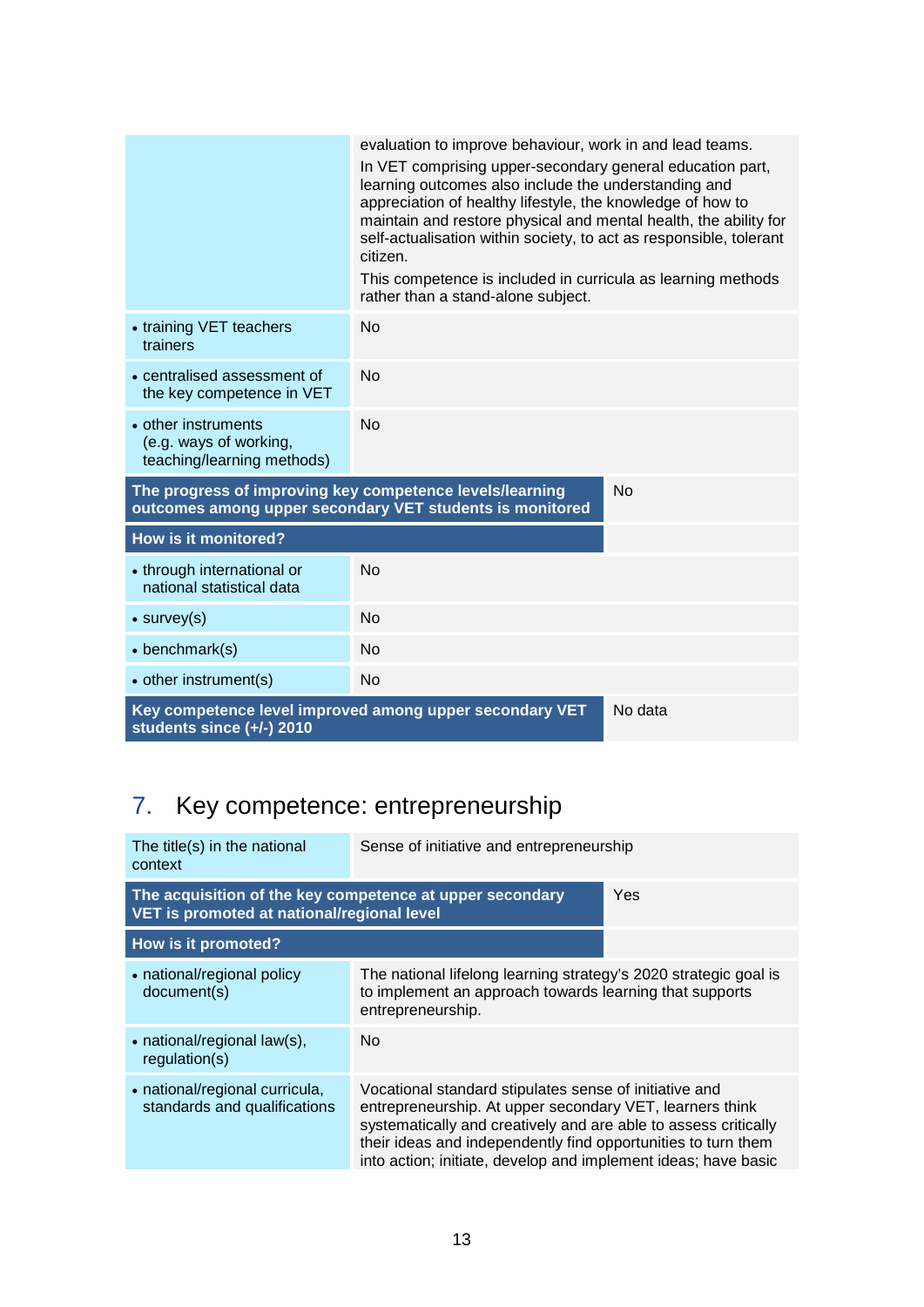| | |
|---|---|
| | evaluation to improve behaviour, work in and lead teams.<br>In VET comprising upper-secondary general education part, learning outcomes also include the understanding and appreciation of healthy lifestyle, the knowledge of how to maintain and restore physical and mental health, the ability for self-actualisation within society, to act as responsible, tolerant citizen.<br>This competence is included in curricula as learning methods rather than a stand-alone subject. |
| • training VET teachers trainers | No |
| • centralised assessment of the key competence in VET | No |
| • other instruments (e.g. ways of working, teaching/learning methods) | No |
| **The progress of improving key competence levels/learning outcomes among upper secondary VET students is monitored** | No |
| **How is it monitored?** | |
| • through international or national statistical data | No |
| • survey(s) | No |
| • benchmark(s) | No |
| • other instrument(s) | No |
| **Key competence level improved among upper secondary VET students since (+/-) 2010** | No data |

## 7. Key competence: entrepreneurship

| | |
|---|---|
| The title(s) in the national context | Sense of initiative and entrepreneurship |
| **The acquisition of the key competence at upper secondary VET is promoted at national/regional level** | Yes |
| **How is it promoted?** | |
| • national/regional policy document(s) | The national lifelong learning strategy's 2020 strategic goal is to implement an approach towards learning that supports entrepreneurship. |
| • national/regional law(s), regulation(s) | No |
| • national/regional curricula, standards and qualifications | Vocational standard stipulates sense of initiative and entrepreneurship. At upper secondary VET, learners think systematically and creatively and are able to assess critically their ideas and independently find opportunities to turn them into action; initiate, develop and implement ideas; have basic |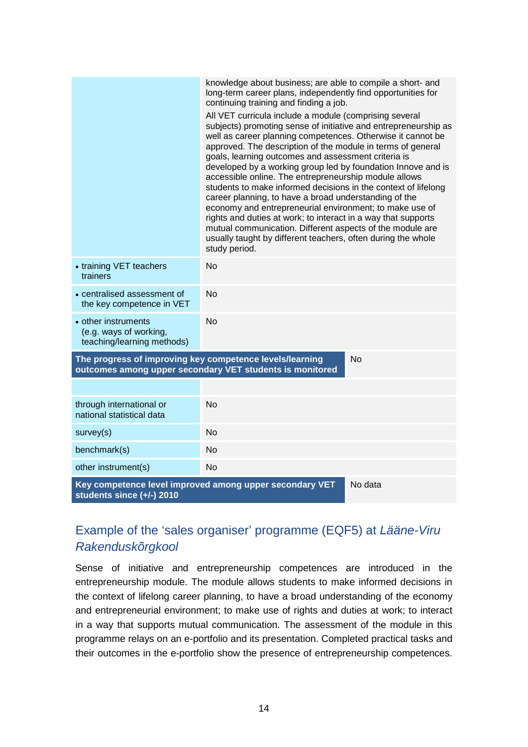| | |
|---|---|
| | knowledge about business; are able to compile a short- and long-term career plans, independently find opportunities for continuing training and finding a job.<br>All VET curricula include a module (comprising several subjects) promoting sense of initiative and entrepreneurship as well as career planning competences. Otherwise it cannot be approved. The description of the module in terms of general goals, learning outcomes and assessment criteria is developed by a working group led by foundation Innove and is accessible online. The entrepreneurship module allows students to make informed decisions in the context of lifelong career planning, to have a broad understanding of the economy and entrepreneurial environment; to make use of rights and duties at work; to interact in a way that supports mutual communication. Different aspects of the module are usually taught by different teachers, often during the whole study period. |
| • training VET teachers trainers | No |
| • centralised assessment of the key competence in VET | No |
| • other instruments (e.g. ways of working, teaching/learning methods) | No |
| **The progress of improving key competence levels/learning outcomes among upper secondary VET students is monitored** | No |
| | |
| through international or national statistical data | No |
| survey(s) | No |
| benchmark(s) | No |
| other instrument(s) | No |
| **Key competence level improved among upper secondary VET students since (+/-) 2010** | No data |

## Example of the ‘sales organiser’ programme (EQF5) at *Lääne-Viru Rakenduskõrgkool*

Sense of initiative and entrepreneurship competences are introduced in the entrepreneurship module. The module allows students to make informed decisions in the context of lifelong career planning, to have a broad understanding of the economy and entrepreneurial environment; to make use of rights and duties at work; to interact in a way that supports mutual communication. The assessment of the module in this programme relays on an e-portfolio and its presentation. Completed practical tasks and their outcomes in the e-portfolio show the presence of entrepreneurship competences.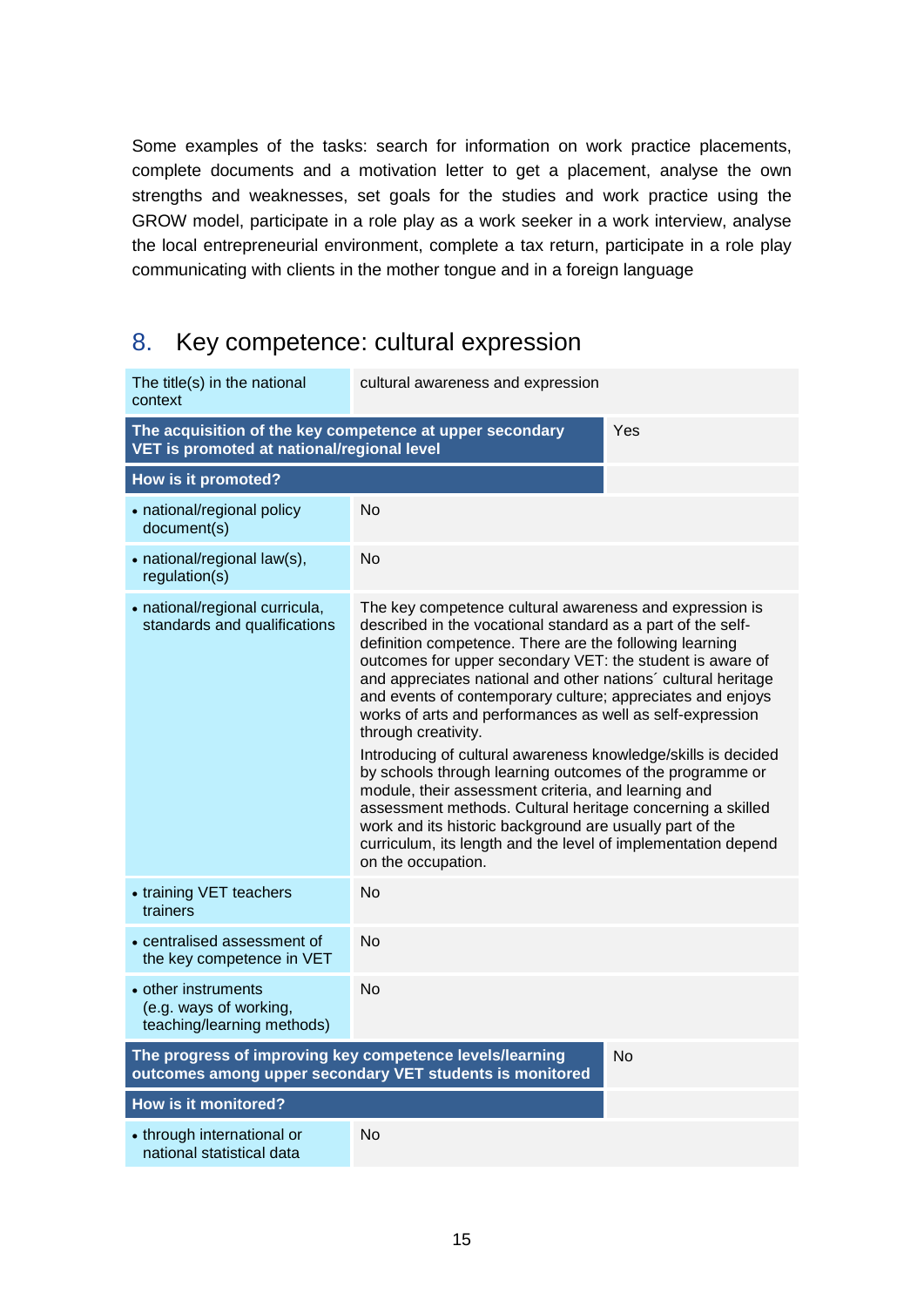Some examples of the tasks: search for information on work practice placements, complete documents and a motivation letter to get a placement, analyse the own strengths and weaknesses, set goals for the studies and work practice using the GROW model, participate in a role play as a work seeker in a work interview, analyse the local entrepreneurial environment, complete a tax return, participate in a role play communicating with clients in the mother tongue and in a foreign language

## 8. Key competence: cultural expression

| The title(s) in the national context | cultural awareness and expression |
|---|---|
| **The acquisition of the key competence at upper secondary VET is promoted at national/regional level** | Yes |
| **How is it promoted?** | |
| • national/regional policy document(s) | No |
| • national/regional law(s), regulation(s) | No |
| • national/regional curricula, standards and qualifications | The key competence cultural awareness and expression is described in the vocational standard as a part of the self-definition competence. There are the following learning outcomes for upper secondary VET: the student is aware of and appreciates national and other nations´ cultural heritage and events of contemporary culture; appreciates and enjoys works of arts and performances as well as self-expression through creativity.<br>Introducing of cultural awareness knowledge/skills is decided by schools through learning outcomes of the programme or module, their assessment criteria, and learning and assessment methods. Cultural heritage concerning a skilled work and its historic background are usually part of the curriculum, its length and the level of implementation depend on the occupation. |
| • training VET teachers trainers | No |
| • centralised assessment of the key competence in VET | No |
| • other instruments (e.g. ways of working, teaching/learning methods) | No |
| **The progress of improving key competence levels/learning outcomes among upper secondary VET students is monitored** | No |
| **How is it monitored?** | |
| • through international or national statistical data | No |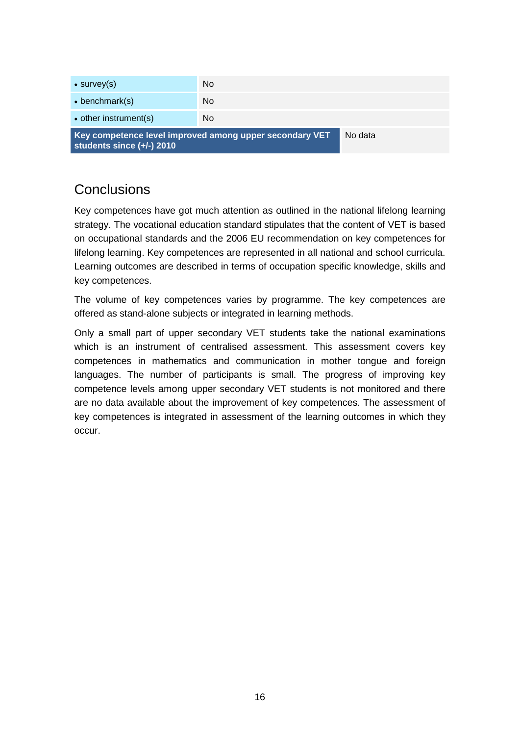| | |
|---|---|
| • survey(s) | No |
| • benchmark(s) | No |
| • other instrument(s) | No |
| **Key competence level improved among upper secondary VET students since (+/-) 2010** | No data |

## Conclusions

Key competences have got much attention as outlined in the national lifelong learning strategy. The vocational education standard stipulates that the content of VET is based on occupational standards and the 2006 EU recommendation on key competences for lifelong learning. Key competences are represented in all national and school curricula. Learning outcomes are described in terms of occupation specific knowledge, skills and key competences.

The volume of key competences varies by programme. The key competences are offered as stand-alone subjects or integrated in learning methods.

Only a small part of upper secondary VET students take the national examinations which is an instrument of centralised assessment. This assessment covers key competences in mathematics and communication in mother tongue and foreign languages. The number of participants is small. The progress of improving key competence levels among upper secondary VET students is not monitored and there are no data available about the improvement of key competences. The assessment of key competences is integrated in assessment of the learning outcomes in which they occur.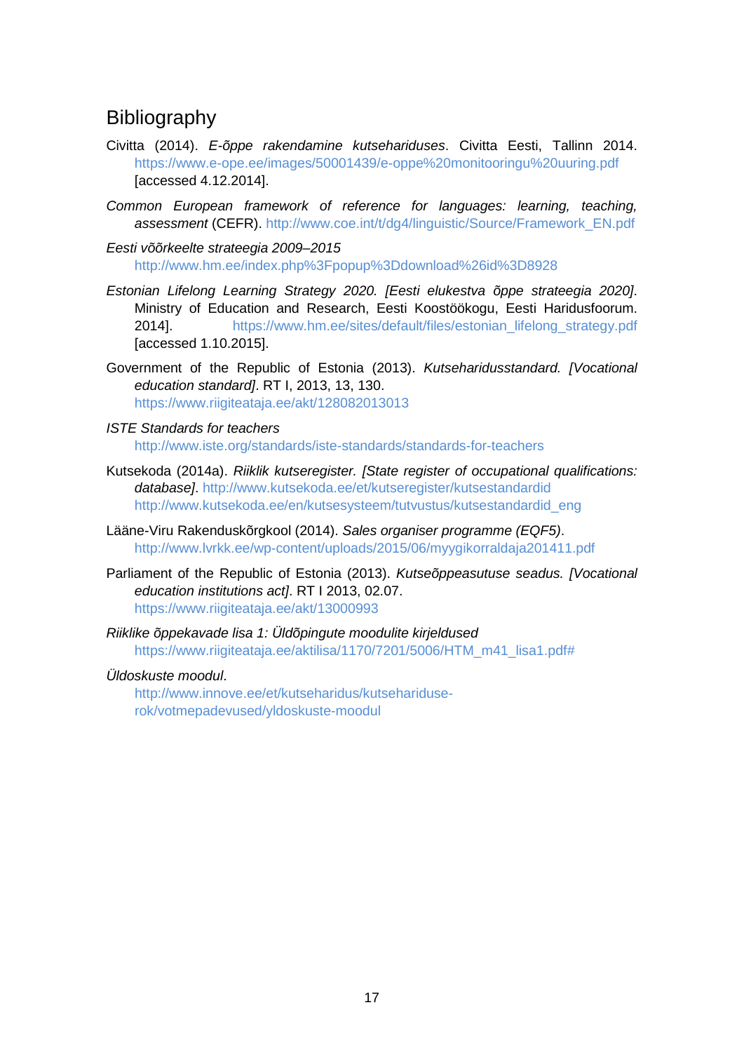## Bibliography

Civitta (2014). *E-õppe rakendamine kutsehariduses*. Civitta Eesti, Tallinn 2014. https://www.e-ope.ee/images/50001439/e-oppe%20monitooringu%20uuring.pdf [accessed 4.12.2014].

*Common European framework of reference for languages: learning, teaching, assessment* (CEFR). http://www.coe.int/t/dg4/linguistic/Source/Framework_EN.pdf

*Eesti võõrkeelte strateegia 2009–2015* http://www.hm.ee/index.php%3Fpopup%3Ddownload%26id%3D8928

*Estonian Lifelong Learning Strategy 2020. [Eesti elukestva õppe strateegia 2020]*. Ministry of Education and Research, Eesti Koostöökogu, Eesti Haridusfoorum. 2014]. https://www.hm.ee/sites/default/files/estonian_lifelong_strategy.pdf [accessed 1.10.2015].

Government of the Republic of Estonia (2013). *Kutseharidusstandard. [Vocational education standard]*. RT I, 2013, 13, 130. https://www.riigiteataja.ee/akt/128082013013

*ISTE Standards for teachers* http://www.iste.org/standards/iste-standards/standards-for-teachers

Kutsekoda (2014a). *Riiklik kutseregister. [State register of occupational qualifications: database]*. http://www.kutsekoda.ee/et/kutseregister/kutsestandardid http://www.kutsekoda.ee/en/kutsesysteem/tutvustus/kutsestandardid_eng

Lääne-Viru Rakenduskõrgkool (2014). *Sales organiser programme (EQF5)*. http://www.lvrkk.ee/wp-content/uploads/2015/06/myygikorraldaja201411.pdf

Parliament of the Republic of Estonia (2013). *Kutseõppeasutuse seadus. [Vocational education institutions act]*. RT I 2013, 02.07. https://www.riigiteataja.ee/akt/13000993

*Riiklike õppekavade lisa 1: Üldõpingute moodulite kirjeldused* https://www.riigiteataja.ee/aktilisa/1170/7201/5006/HTM_m41_lisa1.pdf#

*Üldoskuste moodul*. http://www.innove.ee/et/kutseharidus/kutsehariduse-rok/votmepadevused/yldoskuste-moodul